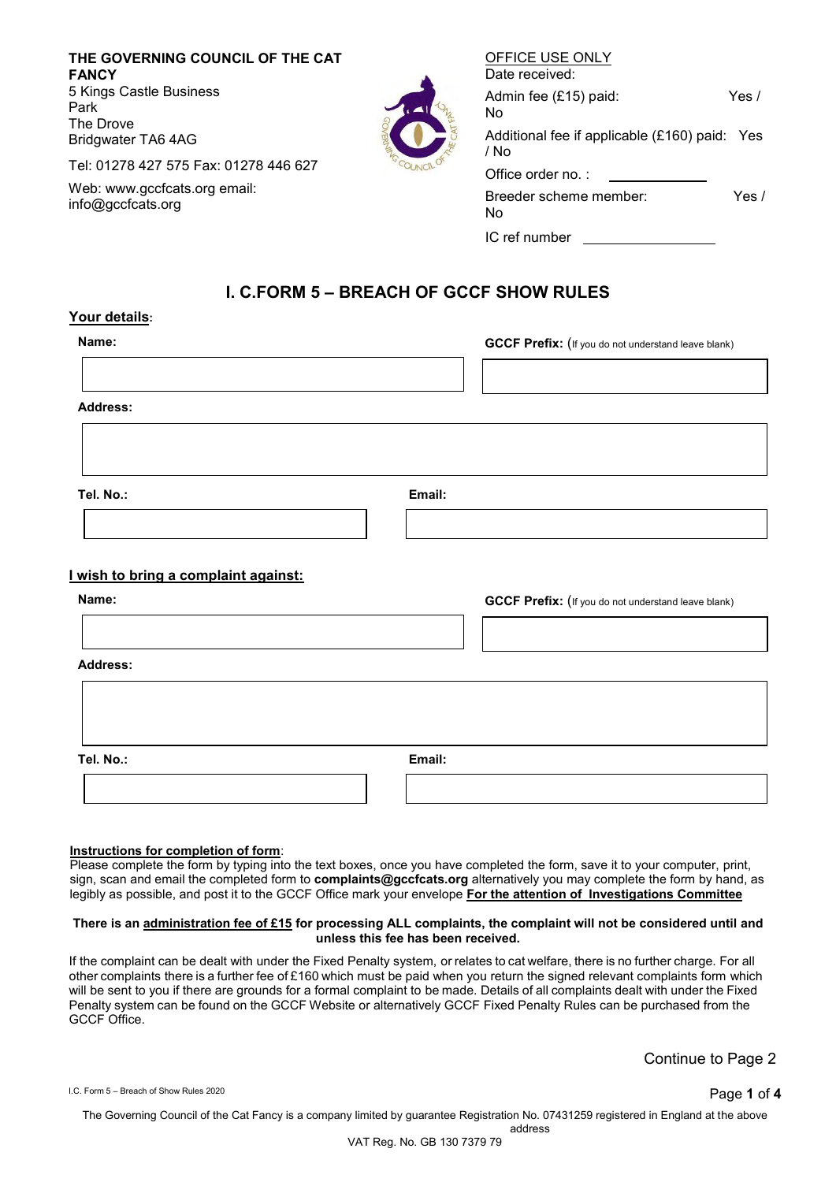**THE GOVERNING COUNCIL OF THE CAT FANCY**
5 Kings Castle Business Park
The Drove
Bridgwater TA6 4AG

Tel: 01278 427 575 Fax: 01278 446 627

Web: www.gccfcats.org email: info@gccfcats.org

OFFICE USE ONLY
Date received:
Admin fee (£15) paid: Yes / No
Additional fee if applicable (£160) paid: Yes / No
Office order no. : 
Breeder scheme member: Yes / No
IC ref number 

## I. C.FORM 5 – BREACH OF GCCF SHOW RULES

**Your details**:

**Name:**

**GCCF Prefix:** (If you do not understand leave blank)

**Address:**

**Tel. No.:**

**Email:**

**I wish to bring a complaint against:**

**Name:**

**GCCF Prefix:** (If you do not understand leave blank)

**Address:**

**Tel. No.:**

**Email:**

**Instructions for completion of form**:
Please complete the form by typing into the text boxes, once you have completed the form, save it to your computer, print, sign, scan and email the completed form to **complaints@gccfcats.org** alternatively you may complete the form by hand, as legibly as possible, and post it to the GCCF Office mark your envelope **For the attention of Investigations Committee**

**There is an administration fee of £15 for processing ALL complaints, the complaint will not be considered until and unless this fee has been received.**

If the complaint can be dealt with under the Fixed Penalty system, or relates to cat welfare, there is no further charge. For all other complaints there is a further fee of £160 which must be paid when you return the signed relevant complaints form which will be sent to you if there are grounds for a formal complaint to be made. Details of all complaints dealt with under the Fixed Penalty system can be found on the GCCF Website or alternatively GCCF Fixed Penalty Rules can be purchased from the GCCF Office.

Continue to Page 2

I.C. Form 5 – Breach of Show Rules 2020

The Governing Council of the Cat Fancy is a company limited by guarantee Registration No. 07431259 registered in England at the above address
VAT Reg. No. GB 130 7379 79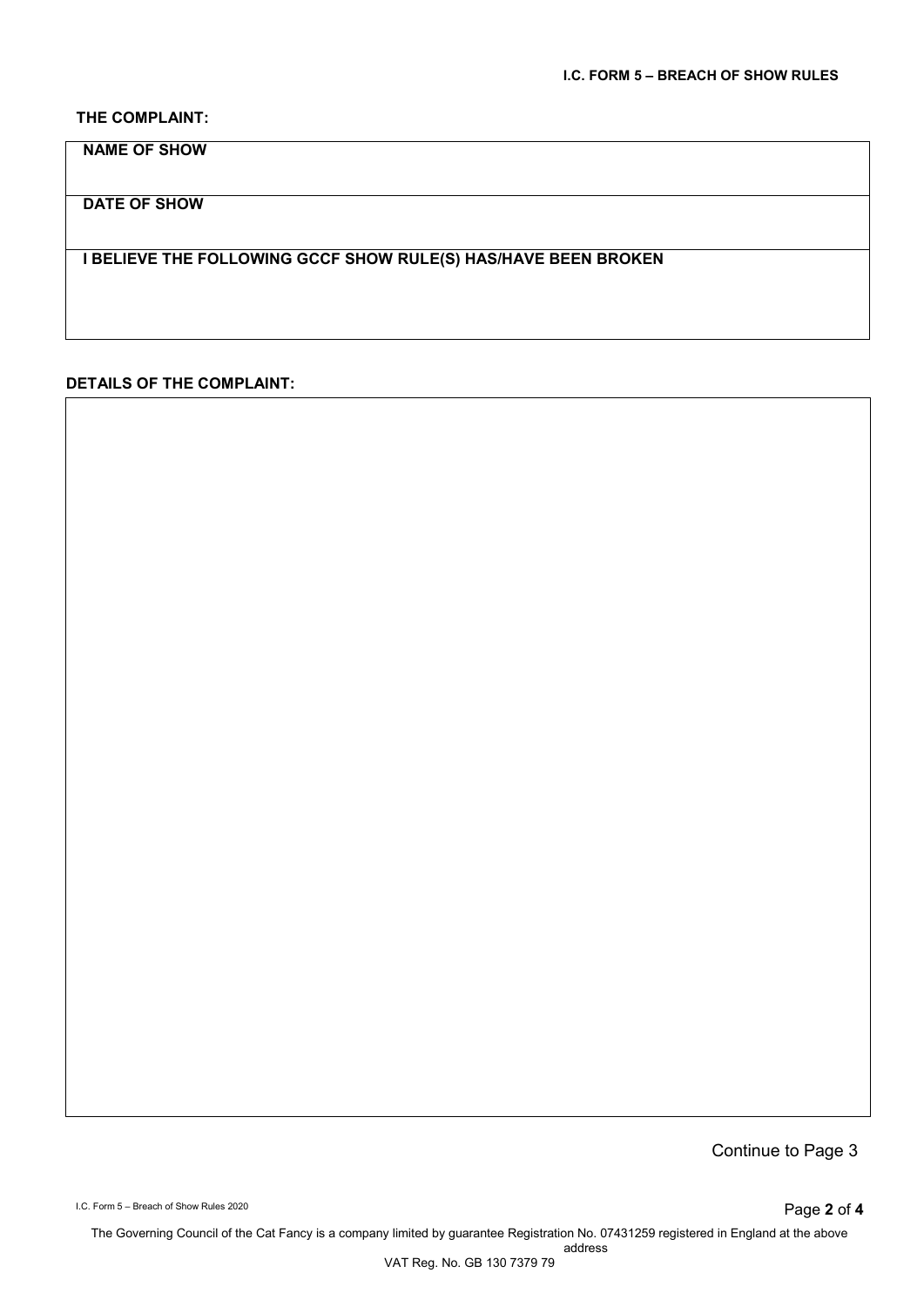**I.C. FORM 5 – BREACH OF SHOW RULES**

**THE COMPLAINT:**

| **NAME OF SHOW** |
|---|
| **DATE OF SHOW** |
| **I BELIEVE THE FOLLOWING GCCF SHOW RULE(S) HAS/HAVE BEEN BROKEN** |

**DETAILS OF THE COMPLAINT:**

| |
|---|
| |

Continue to Page 3

I.C. Form 5 – Breach of Show Rules 2020

The Governing Council of the Cat Fancy is a company limited by guarantee Registration No. 07431259 registered in England at the above address
VAT Reg. No. GB 130 7379 79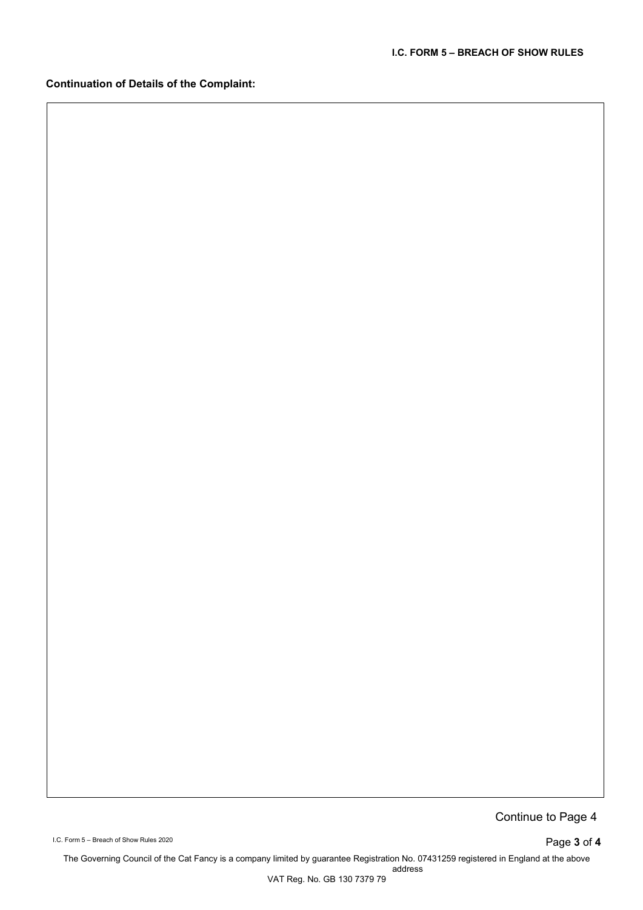**Continuation of Details of the Complaint:**

Continue to Page 4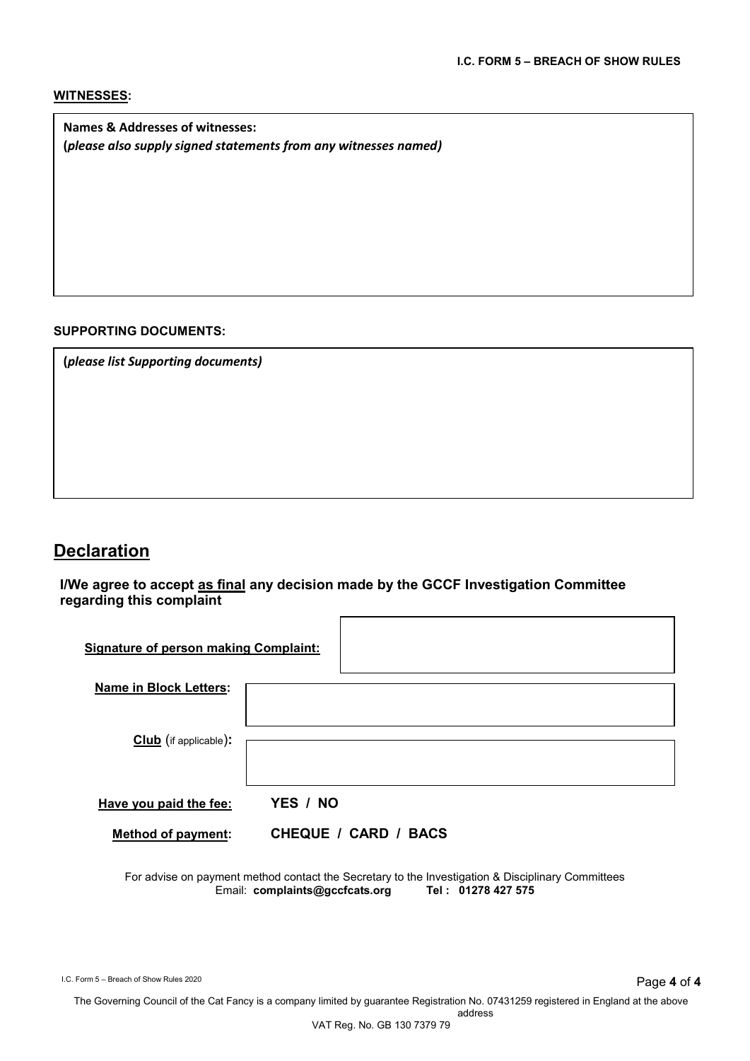**WITNESSES:**

**Names & Addresses of witnesses:**
**(*please also supply signed statements from any witnesses named)***

**SUPPORTING DOCUMENTS:**

**(*please list Supporting documents)***

## Declaration

**I/We agree to accept as final any decision made by the GCCF Investigation Committee regarding this complaint**

| | |
|---|---|
| **Signature of person making Complaint:** | |
| **Name in Block Letters:** | |
| **Club** (if applicable)**:** | |
| **Have you paid the fee:** | **YES / NO** |
| **Method of payment:** | **CHEQUE / CARD / BACS** |

For advise on payment method contact the Secretary to the Investigation & Disciplinary Committees
Email: **complaints@gccfcats.org** **Tel : 01278 427 575**

I.C. Form 5 – Breach of Show Rules 2020

The Governing Council of the Cat Fancy is a company limited by guarantee Registration No. 07431259 registered in England at the above address
VAT Reg. No. GB 130 7379 79